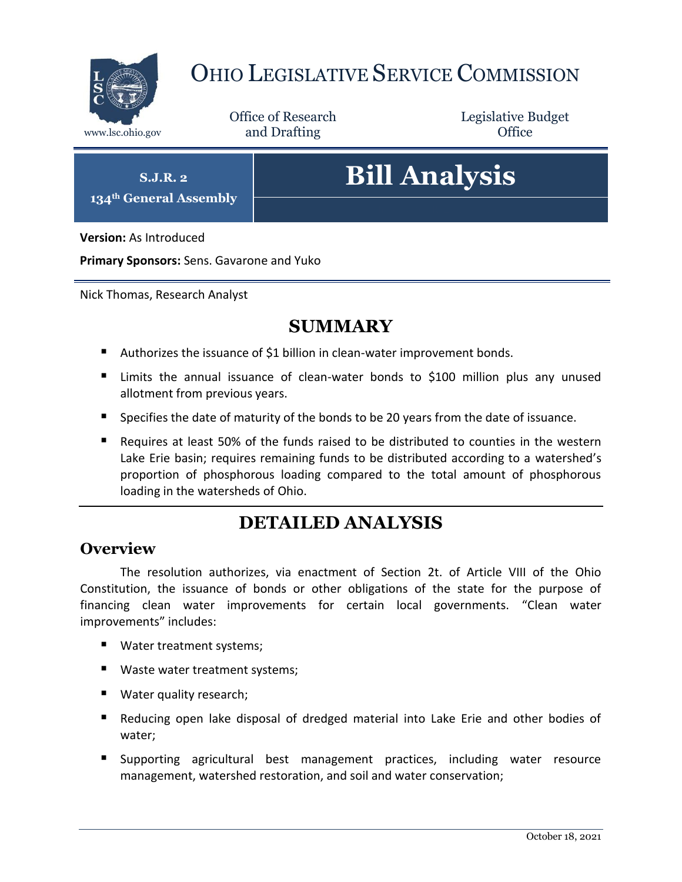# OHIO LEGISLATIVE SERVICE COMMISSION

www.lsc.ohio.gov

Office of Research and Drafting

Legislative Budget Office

**S.J.R. 2**
**134th General Assembly**

# Bill Analysis

**Version:** As Introduced

**Primary Sponsors:** Sens. Gavarone and Yuko

Nick Thomas, Research Analyst

## SUMMARY

- Authorizes the issuance of $1 billion in clean-water improvement bonds.
- Limits the annual issuance of clean-water bonds to $100 million plus any unused allotment from previous years.
- Specifies the date of maturity of the bonds to be 20 years from the date of issuance.
- Requires at least 50% of the funds raised to be distributed to counties in the western Lake Erie basin; requires remaining funds to be distributed according to a watershed's proportion of phosphorous loading compared to the total amount of phosphorous loading in the watersheds of Ohio.

## DETAILED ANALYSIS

### Overview

The resolution authorizes, via enactment of Section 2t. of Article VIII of the Ohio Constitution, the issuance of bonds or other obligations of the state for the purpose of financing clean water improvements for certain local governments. "Clean water improvements" includes:

- Water treatment systems;
- Waste water treatment systems;
- Water quality research;
- Reducing open lake disposal of dredged material into Lake Erie and other bodies of water;
- Supporting agricultural best management practices, including water resource management, watershed restoration, and soil and water conservation;

October 18, 2021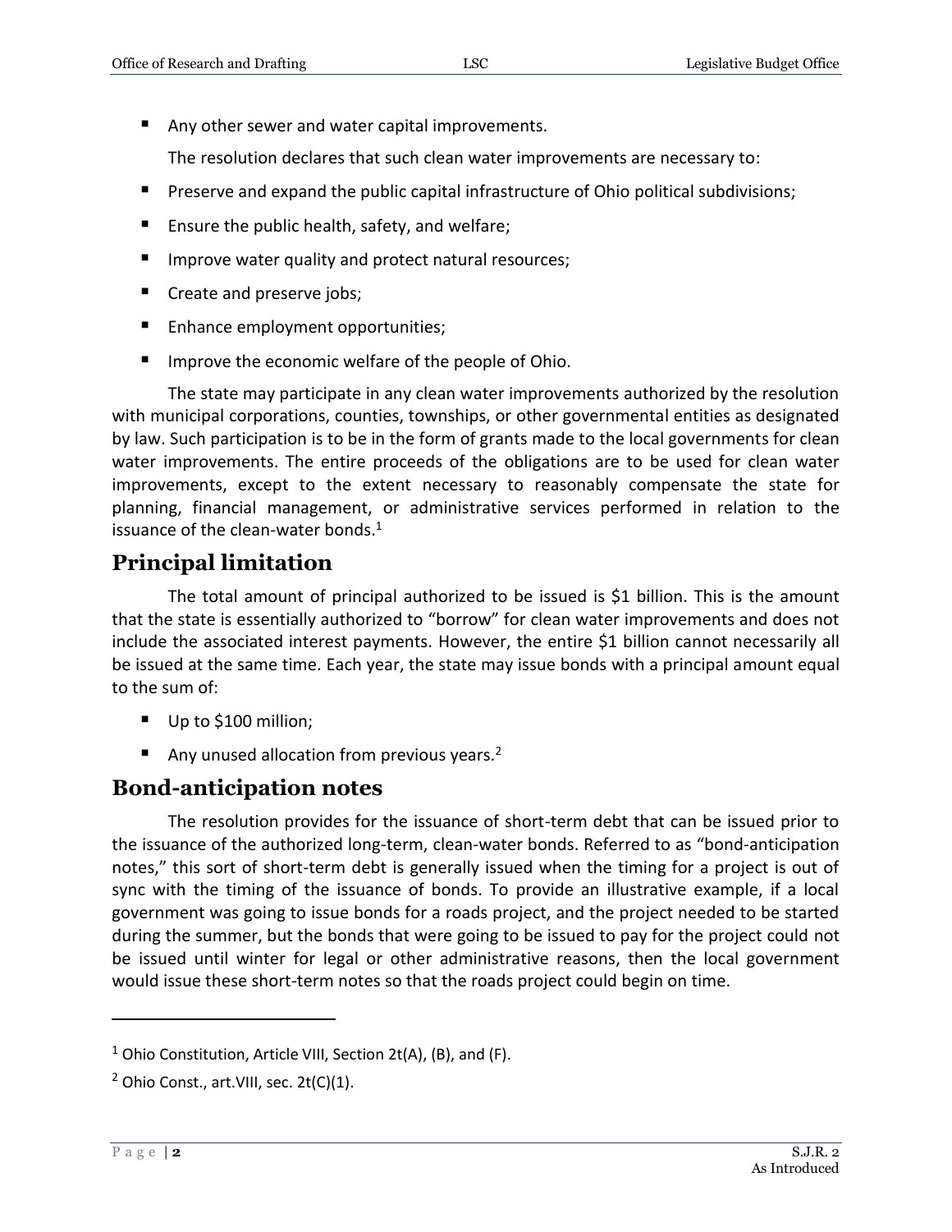- Any other sewer and water capital improvements.

The resolution declares that such clean water improvements are necessary to:

- Preserve and expand the public capital infrastructure of Ohio political subdivisions;
- Ensure the public health, safety, and welfare;
- Improve water quality and protect natural resources;
- Create and preserve jobs;
- Enhance employment opportunities;
- Improve the economic welfare of the people of Ohio.

The state may participate in any clean water improvements authorized by the resolution with municipal corporations, counties, townships, or other governmental entities as designated by law. Such participation is to be in the form of grants made to the local governments for clean water improvements. The entire proceeds of the obligations are to be used for clean water improvements, except to the extent necessary to reasonably compensate the state for planning, financial management, or administrative services performed in relation to the issuance of the clean-water bonds.[1]

## Principal limitation

The total amount of principal authorized to be issued is $1 billion. This is the amount that the state is essentially authorized to "borrow" for clean water improvements and does not include the associated interest payments. However, the entire $1 billion cannot necessarily all be issued at the same time. Each year, the state may issue bonds with a principal amount equal to the sum of:

- Up to $100 million;
- Any unused allocation from previous years.[2]

## Bond-anticipation notes

The resolution provides for the issuance of short-term debt that can be issued prior to the issuance of the authorized long-term, clean-water bonds. Referred to as "bond-anticipation notes," this sort of short-term debt is generally issued when the timing for a project is out of sync with the timing of the issuance of bonds. To provide an illustrative example, if a local government was going to issue bonds for a roads project, and the project needed to be started during the summer, but the bonds that were going to be issued to pay for the project could not be issued until winter for legal or other administrative reasons, then the local government would issue these short-term notes so that the roads project could begin on time.

---

[1] Ohio Constitution, Article VIII, Section 2t(A), (B), and (F).

[2] Ohio Const., art.VIII, sec. 2t(C)(1).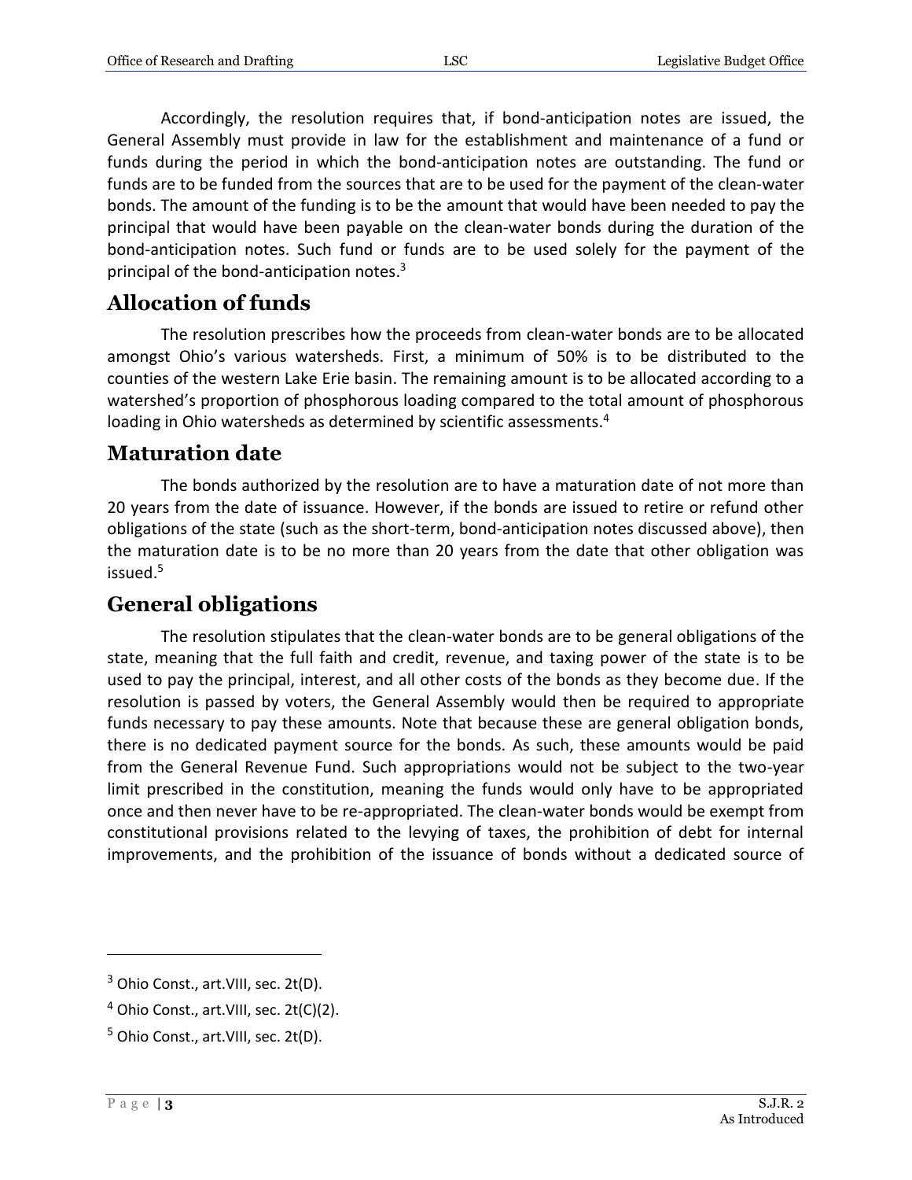Accordingly, the resolution requires that, if bond-anticipation notes are issued, the General Assembly must provide in law for the establishment and maintenance of a fund or funds during the period in which the bond-anticipation notes are outstanding. The fund or funds are to be funded from the sources that are to be used for the payment of the clean-water bonds. The amount of the funding is to be the amount that would have been needed to pay the principal that would have been payable on the clean-water bonds during the duration of the bond-anticipation notes. Such fund or funds are to be used solely for the payment of the principal of the bond-anticipation notes.[3]

## Allocation of funds

The resolution prescribes how the proceeds from clean-water bonds are to be allocated amongst Ohio's various watersheds. First, a minimum of 50% is to be distributed to the counties of the western Lake Erie basin. The remaining amount is to be allocated according to a watershed's proportion of phosphorous loading compared to the total amount of phosphorous loading in Ohio watersheds as determined by scientific assessments.[4]

## Maturation date

The bonds authorized by the resolution are to have a maturation date of not more than 20 years from the date of issuance. However, if the bonds are issued to retire or refund other obligations of the state (such as the short-term, bond-anticipation notes discussed above), then the maturation date is to be no more than 20 years from the date that other obligation was issued.[5]

## General obligations

The resolution stipulates that the clean-water bonds are to be general obligations of the state, meaning that the full faith and credit, revenue, and taxing power of the state is to be used to pay the principal, interest, and all other costs of the bonds as they become due. If the resolution is passed by voters, the General Assembly would then be required to appropriate funds necessary to pay these amounts. Note that because these are general obligation bonds, there is no dedicated payment source for the bonds. As such, these amounts would be paid from the General Revenue Fund. Such appropriations would not be subject to the two-year limit prescribed in the constitution, meaning the funds would only have to be appropriated once and then never have to be re-appropriated. The clean-water bonds would be exempt from constitutional provisions related to the levying of taxes, the prohibition of debt for internal improvements, and the prohibition of the issuance of bonds without a dedicated source of

---

[3] Ohio Const., art.VIII, sec. 2t(D).

[4] Ohio Const., art.VIII, sec. 2t(C)(2).

[5] Ohio Const., art.VIII, sec. 2t(D).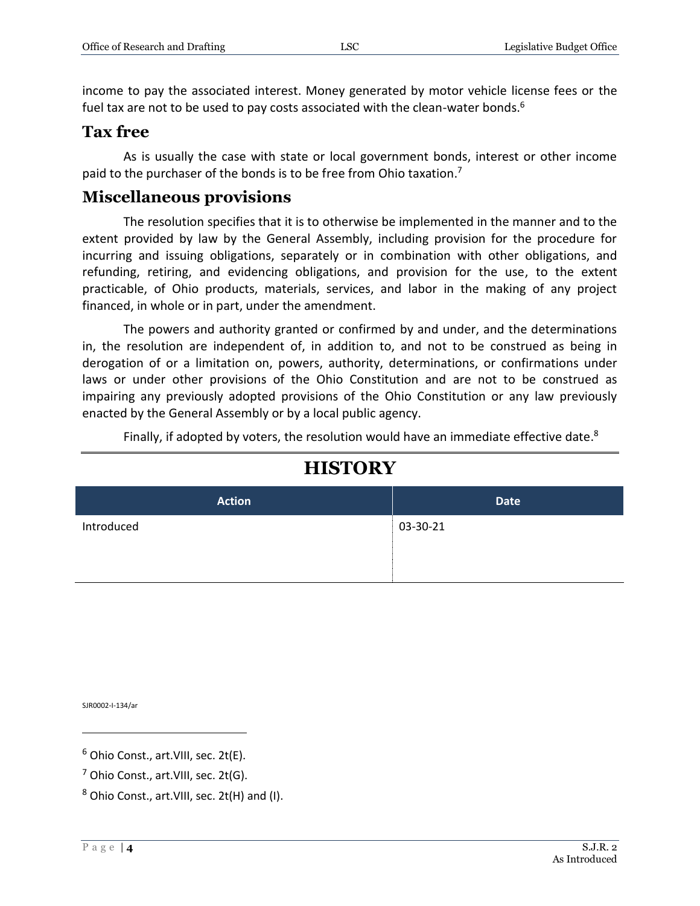income to pay the associated interest. Money generated by motor vehicle license fees or the fuel tax are not to be used to pay costs associated with the clean-water bonds.[6]

## Tax free

As is usually the case with state or local government bonds, interest or other income paid to the purchaser of the bonds is to be free from Ohio taxation.[7]

## Miscellaneous provisions

The resolution specifies that it is to otherwise be implemented in the manner and to the extent provided by law by the General Assembly, including provision for the procedure for incurring and issuing obligations, separately or in combination with other obligations, and refunding, retiring, and evidencing obligations, and provision for the use, to the extent practicable, of Ohio products, materials, services, and labor in the making of any project financed, in whole or in part, under the amendment.

The powers and authority granted or confirmed by and under, and the determinations in, the resolution are independent of, in addition to, and not to be construed as being in derogation of or a limitation on, powers, authority, determinations, or confirmations under laws or under other provisions of the Ohio Constitution and are not to be construed as impairing any previously adopted provisions of the Ohio Constitution or any law previously enacted by the General Assembly or by a local public agency.

Finally, if adopted by voters, the resolution would have an immediate effective date.[8]

# HISTORY

| Action | Date |
|---|---|
| Introduced | 03-30-21 |

SJR0002-I-134/ar

[6] Ohio Const., art.VIII, sec. 2t(E).

[7] Ohio Const., art.VIII, sec. 2t(G).

[8] Ohio Const., art.VIII, sec. 2t(H) and (I).